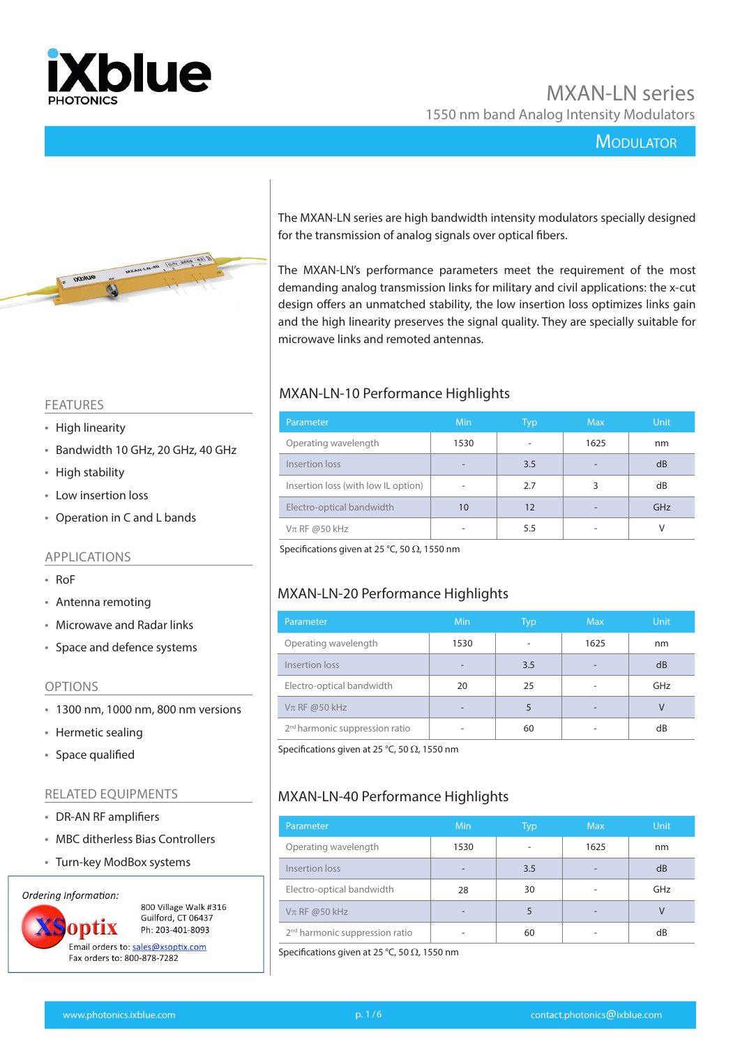# MXAN-LN series

## 1550 nm band Analog Intensity Modulators

**MODULATOR**

The MXAN-LN series are high bandwidth intensity modulators specially designed for the transmission of analog signals over optical fibers.

The MXAN-LN's performance parameters meet the requirement of the most demanding analog transmission links for military and civil applications: the x-cut design offers an unmatched stability, the low insertion loss optimizes links gain and the high linearity preserves the signal quality. They are specially suitable for microwave links and remoted antennas.

## FEATURES

- High linearity
- Bandwidth 10 GHz, 20 GHz, 40 GHz
- High stability
- Low insertion loss
- Operation in C and L bands

## APPLICATIONS

- RoF
- Antenna remoting
- Microwave and Radar links
- Space and defence systems

## OPTIONS

- 1300 nm, 1000 nm, 800 nm versions
- Hermetic sealing
- Space qualified

## RELATED EQUIPMENTS

- DR-AN RF amplifiers
- MBC ditherless Bias Controllers
- Turn-key ModBox systems

*Ordering Information:*

XSoptix
800 Village Walk #316
Guilford, CT 06437
Ph: 203-401-8093
Email orders to: sales@xsoptix.com
Fax orders to: 800-878-7282

## MXAN-LN-10 Performance Highlights

| Parameter | Min | Typ | Max | Unit |
|---|---|---|---|---|
| Operating wavelength | 1530 | - | 1625 | nm |
| Insertion loss | - | 3.5 | - | dB |
| Insertion loss (with low IL option) | - | 2.7 | 3 | dB |
| Electro-optical bandwidth | 10 | 12 | - | GHz |
| Vπ RF @50 kHz | - | 5.5 | - | V |

Specifications given at 25 °C, 50 Ω, 1550 nm

## MXAN-LN-20 Performance Highlights

| Parameter | Min | Typ | Max | Unit |
|---|---|---|---|---|
| Operating wavelength | 1530 | - | 1625 | nm |
| Insertion loss | - | 3.5 | - | dB |
| Electro-optical bandwidth | 20 | 25 | - | GHz |
| Vπ RF @50 kHz | - | 5 | - | V |
| 2nd harmonic suppression ratio | - | 60 | - | dB |

Specifications given at 25 °C, 50 Ω, 1550 nm

## MXAN-LN-40 Performance Highlights

| Parameter | Min | Typ | Max | Unit |
|---|---|---|---|---|
| Operating wavelength | 1530 | - | 1625 | nm |
| Insertion loss | - | 3.5 | - | dB |
| Electro-optical bandwidth | 28 | 30 | - | GHz |
| Vπ RF @50 kHz | - | 5 | - | V |
| 2nd harmonic suppression ratio | - | 60 | - | dB |

Specifications given at 25 °C, 50 Ω, 1550 nm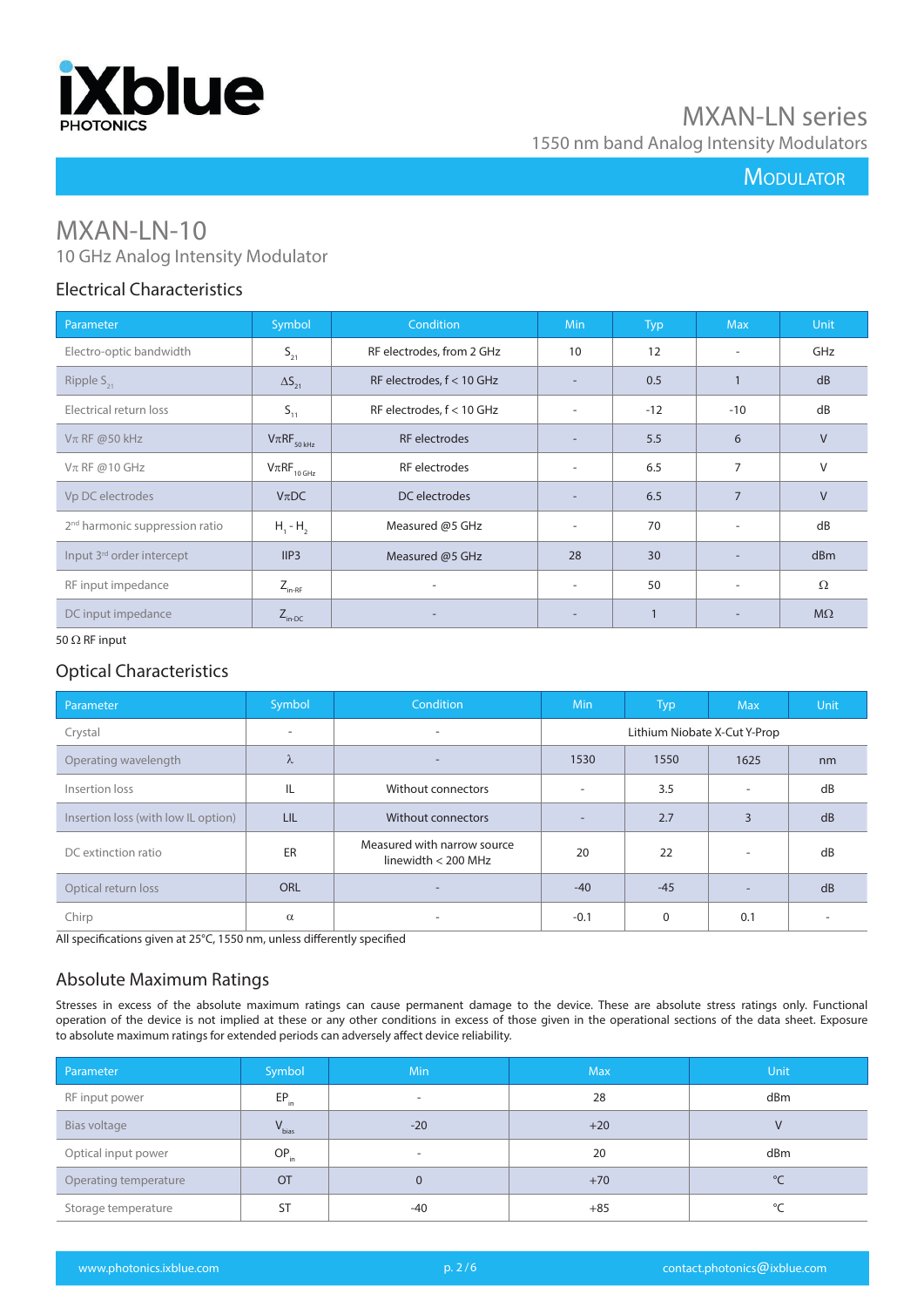# MXAN-LN-10

10 GHz Analog Intensity Modulator

## Electrical Characteristics

| Parameter | Symbol | Condition | Min | Typ | Max | Unit |
|---|---|---|---|---|---|---|
| Electro-optic bandwidth | $S_{21}$ | RF electrodes, from 2 GHz | 10 | 12 | - | GHz |
| Ripple $S_{21}$ | $\Delta S_{21}$ | RF electrodes, f < 10 GHz | - | 0.5 | 1 | dB |
| Electrical return loss | $S_{11}$ | RF electrodes, f < 10 GHz | - | -12 | -10 | dB |
| Vπ RF @50 kHz | $V\pi RF_{50\,kHz}$ | RF electrodes | - | 5.5 | 6 | V |
| Vπ RF @10 GHz | $V\pi RF_{10\,GHz}$ | RF electrodes | - | 6.5 | 7 | V |
| Vp DC electrodes | VπDC | DC electrodes | - | 6.5 | 7 | V |
| 2nd harmonic suppression ratio | $H_1 - H_2$ | Measured @5 GHz | - | 70 | - | dB |
| Input 3rd order intercept | IIP3 | Measured @5 GHz | 28 | 30 | - | dBm |
| RF input impedance | $Z_{in\text{-}RF}$ | - | - | 50 | - | Ω |
| DC input impedance | $Z_{in\text{-}DC}$ | - | - | 1 | - | MΩ |

50 Ω RF input

## Optical Characteristics

| Parameter | Symbol | Condition | Min | Typ | Max | Unit |
|---|---|---|---|---|---|---|
| Crystal | - | - | Lithium Niobate X-Cut Y-Prop | | | |
| Operating wavelength | λ | - | 1530 | 1550 | 1625 | nm |
| Insertion loss | IL | Without connectors | - | 3.5 | - | dB |
| Insertion loss (with low IL option) | LIL | Without connectors | - | 2.7 | 3 | dB |
| DC extinction ratio | ER | Measured with narrow source linewidth < 200 MHz | 20 | 22 | - | dB |
| Optical return loss | ORL | - | -40 | -45 | - | dB |
| Chirp | α | - | -0.1 | 0 | 0.1 | - |

All specifications given at 25°C, 1550 nm, unless differently specified

## Absolute Maximum Ratings

Stresses in excess of the absolute maximum ratings can cause permanent damage to the device. These are absolute stress ratings only. Functional operation of the device is not implied at these or any other conditions in excess of those given in the operational sections of the data sheet. Exposure to absolute maximum ratings for extended periods can adversely affect device reliability.

| Parameter | Symbol | Min | Max | Unit |
|---|---|---|---|---|
| RF input power | $EP_{in}$ | - | 28 | dBm |
| Bias voltage | $V_{bias}$ | -20 | +20 | V |
| Optical input power | $OP_{in}$ | - | 20 | dBm |
| Operating temperature | OT | 0 | +70 | °C |
| Storage temperature | ST | -40 | +85 | °C |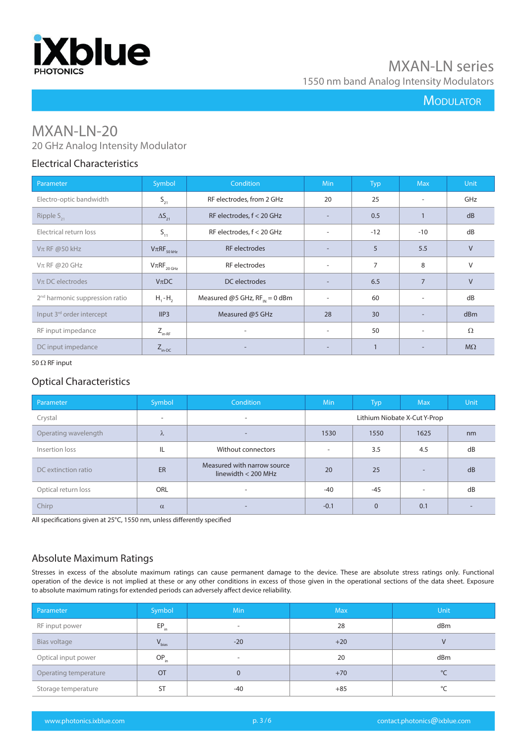# MXAN-LN-20

20 GHz Analog Intensity Modulator

## Electrical Characteristics

| Parameter | Symbol | Condition | Min | Typ | Max | Unit |
|---|---|---|---|---|---|---|
| Electro-optic bandwidth | $S_{21}$ | RF electrodes, from 2 GHz | 20 | 25 | - | GHz |
| Ripple $S_{21}$ | $\Delta S_{21}$ | RF electrodes, f < 20 GHz | - | 0.5 | 1 | dB |
| Electrical return loss | $S_{11}$ | RF electrodes, f < 20 GHz | - | -12 | -10 | dB |
| Vπ RF @50 kHz | $V\pi RF_{50\,kHz}$ | RF electrodes | - | 5 | 5.5 | V |
| Vπ RF @20 GHz | $V\pi RF_{20\,GHz}$ | RF electrodes | - | 7 | 8 | V |
| Vπ DC electrodes | VπDC | DC electrodes | - | 6.5 | 7 | V |
| 2nd harmonic suppression ratio | $H_1$-$H_2$ | Measured @5 GHz, $RF_{IN}$ = 0 dBm | - | 60 | - | dB |
| Input 3rd order intercept | IIP3 | Measured @5 GHz | 28 | 30 | - | dBm |
| RF input impedance | $Z_{in\text{-}RF}$ | - | - | 50 | - | Ω |
| DC input impedance | $Z_{in\text{-}DC}$ | - | - | 1 | - | MΩ |

50 Ω RF input

## Optical Characteristics

| Parameter | Symbol | Condition | Min | Typ | Max | Unit |
|---|---|---|---|---|---|---|
| Crystal | - | - | Lithium Niobate X-Cut Y-Prop | | | |
| Operating wavelength | λ | - | 1530 | 1550 | 1625 | nm |
| Insertion loss | IL | Without connectors | - | 3.5 | 4.5 | dB |
| DC extinction ratio | ER | Measured with narrow source linewidth < 200 MHz | 20 | 25 | - | dB |
| Optical return loss | ORL | - | -40 | -45 | - | dB |
| Chirp | α | - | -0.1 | 0 | 0.1 | - |

All specifications given at 25°C, 1550 nm, unless differently specified

## Absolute Maximum Ratings

Stresses in excess of the absolute maximum ratings can cause permanent damage to the device. These are absolute stress ratings only. Functional operation of the device is not implied at these or any other conditions in excess of those given in the operational sections of the data sheet. Exposure to absolute maximum ratings for extended periods can adversely affect device reliability.

| Parameter | Symbol | Min | Max | Unit |
|---|---|---|---|---|
| RF input power | $EP_{in}$ | - | 28 | dBm |
| Bias voltage | $V_{bias}$ | -20 | +20 | V |
| Optical input power | $OP_{in}$ | - | 20 | dBm |
| Operating temperature | OT | 0 | +70 | °C |
| Storage temperature | ST | -40 | +85 | °C |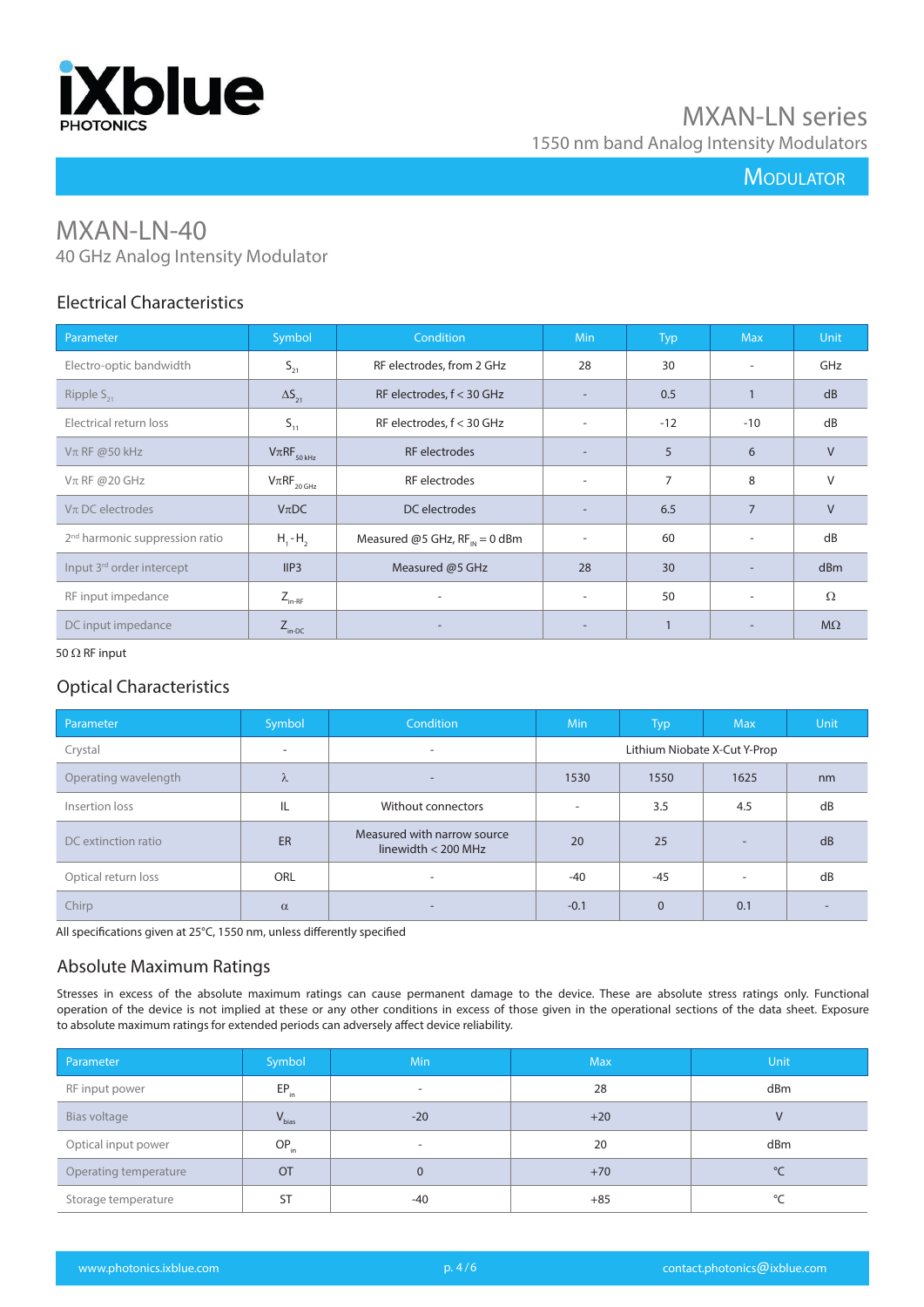# MXAN-LN-40

40 GHz Analog Intensity Modulator

## Electrical Characteristics

| Parameter | Symbol | Condition | Min | Typ | Max | Unit |
|---|---|---|---|---|---|---|
| Electro-optic bandwidth | $S_{21}$ | RF electrodes, from 2 GHz | 28 | 30 | - | GHz |
| Ripple $S_{21}$ | $\Delta S_{21}$ | RF electrodes, f < 30 GHz | - | 0.5 | 1 | dB |
| Electrical return loss | $S_{11}$ | RF electrodes, f < 30 GHz | - | -12 | -10 | dB |
| Vπ RF @50 kHz | $V\pi RF_{50\,kHz}$ | RF electrodes | - | 5 | 6 | V |
| Vπ RF @20 GHz | $V\pi RF_{20\,GHz}$ | RF electrodes | - | 7 | 8 | V |
| Vπ DC electrodes | VπDC | DC electrodes | - | 6.5 | 7 | V |
| 2nd harmonic suppression ratio | $H_1 - H_2$ | Measured @5 GHz, $RF_{IN}$ = 0 dBm | - | 60 | - | dB |
| Input 3rd order intercept | IIP3 | Measured @5 GHz | 28 | 30 | - | dBm |
| RF input impedance | $Z_{in\text{-}RF}$ | - | - | 50 | - | Ω |
| DC input impedance | $Z_{in\text{-}DC}$ | - | - | 1 | - | MΩ |

50 Ω RF input

## Optical Characteristics

| Parameter | Symbol | Condition | Min | Typ | Max | Unit |
|---|---|---|---|---|---|---|
| Crystal | - | - | Lithium Niobate X-Cut Y-Prop | | | |
| Operating wavelength | λ | - | 1530 | 1550 | 1625 | nm |
| Insertion loss | IL | Without connectors | - | 3.5 | 4.5 | dB |
| DC extinction ratio | ER | Measured with narrow source linewidth < 200 MHz | 20 | 25 | - | dB |
| Optical return loss | ORL | - | -40 | -45 | - | dB |
| Chirp | α | - | -0.1 | 0 | 0.1 | - |

All specifications given at 25°C, 1550 nm, unless differently specified

## Absolute Maximum Ratings

Stresses in excess of the absolute maximum ratings can cause permanent damage to the device. These are absolute stress ratings only. Functional operation of the device is not implied at these or any other conditions in excess of those given in the operational sections of the data sheet. Exposure to absolute maximum ratings for extended periods can adversely affect device reliability.

| Parameter | Symbol | Min | Max | Unit |
|---|---|---|---|---|
| RF input power | $EP_{in}$ | - | 28 | dBm |
| Bias voltage | $V_{bias}$ | -20 | +20 | V |
| Optical input power | $OP_{in}$ | - | 20 | dBm |
| Operating temperature | OT | 0 | +70 | °C |
| Storage temperature | ST | -40 | +85 | °C |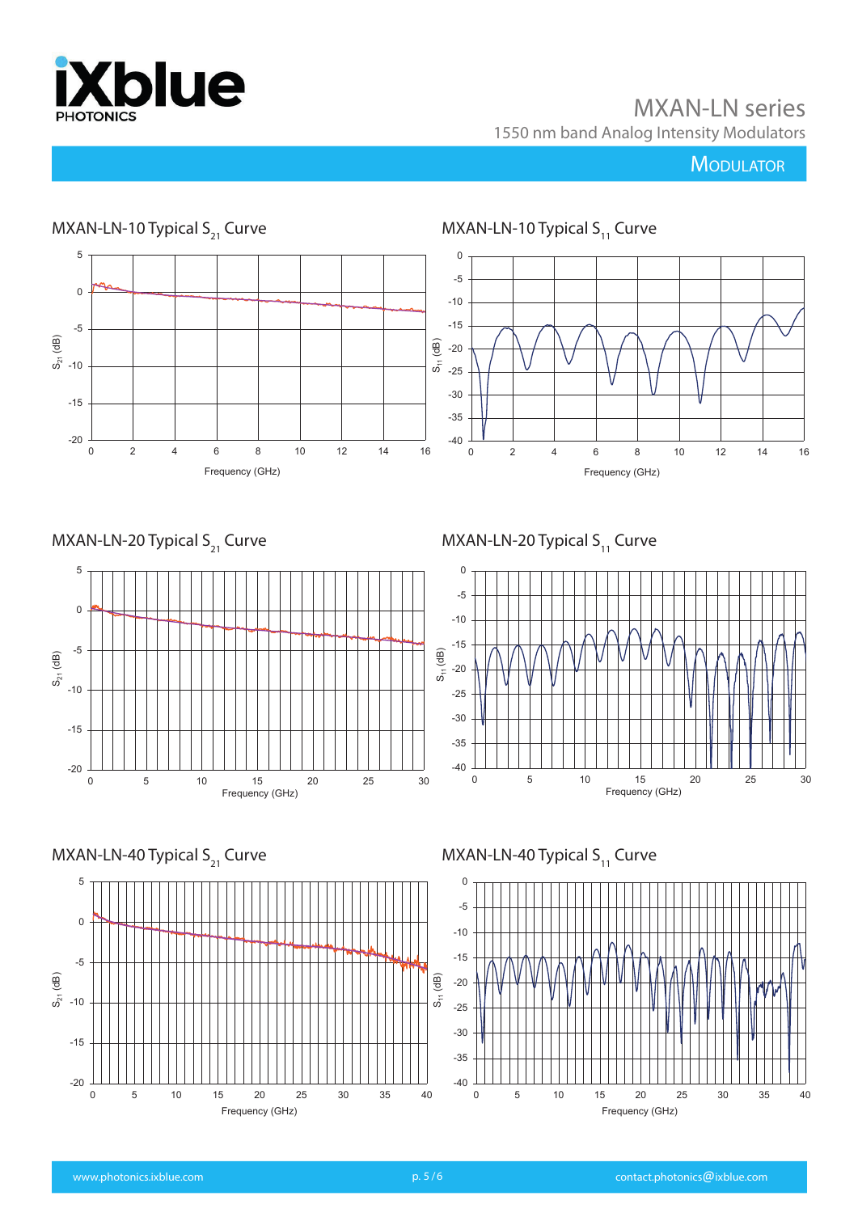## MXAN-LN-10 Typical $S_{21}$ Curve

## MXAN-LN-10 Typical $S_{11}$ Curve

## MXAN-LN-20 Typical $S_{21}$ Curve

## MXAN-LN-20 Typical $S_{11}$ Curve

## MXAN-LN-40 Typical $S_{21}$ Curve

## MXAN-LN-40 Typical $S_{11}$ Curve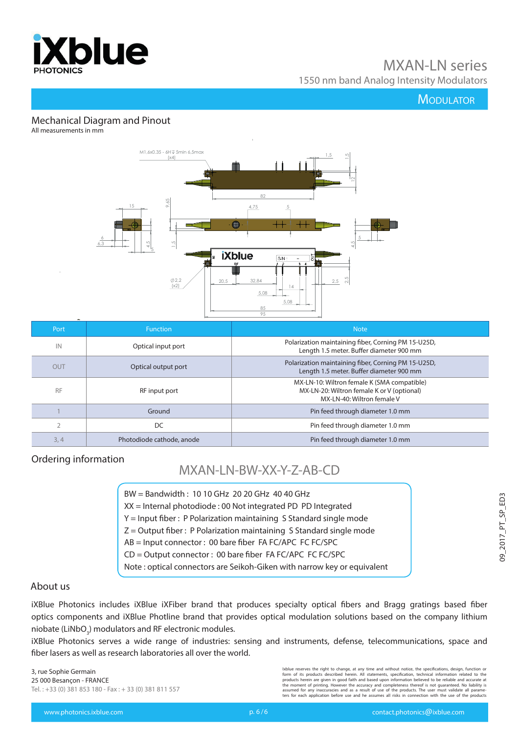## Mechanical Diagram and Pinout

All measurements in mm

M1,6x0.35 - 6H ⊽ 5min 6,5max
[x4]

1,5
1,5
12
82
9,65
15
4,75
5
6
6,3
4,5
5
1,5
4,5
5
Ø 2,2
[x2]
20,5
32,84
14
5,08
5,08
2,5
2,5
85
95

| Port | Function | Note |
|---|---|---|
| IN | Optical input port | Polarization maintaining fiber, Corning PM 15-U25D, Length 1.5 meter. Buffer diameter 900 mm |
| OUT | Optical output port | Polarization maintaining fiber, Corning PM 15-U25D, Length 1.5 meter. Buffer diameter 900 mm |
| RF | RF input port | MX-LN-10: Wiltron female K (SMA compatible)<br>MX-LN-20: Wiltron female K or V (optional)<br>MX-LN-40: Wiltron female V |
| 1 | Ground | Pin feed through diameter 1.0 mm |
| 2 | DC | Pin feed through diameter 1.0 mm |
| 3, 4 | Photodiode cathode, anode | Pin feed through diameter 1.0 mm |

## Ordering information

MXAN-LN-BW-XX-Y-Z-AB-CD

BW = Bandwidth : 10 10 GHz 20 20 GHz 40 40 GHz
XX = Internal photodiode : 00 Not integrated PD PD Integrated
Y = Input fiber : P Polarization maintaining S Standard single mode
Z = Output fiber : P Polarization maintaining S Standard single mode
AB = Input connector : 00 bare fiber FA FC/APC FC FC/SPC
CD = Output connector : 00 bare fiber FA FC/APC FC FC/SPC
Note : optical connectors are Seikoh-Giken with narrow key or equivalent

## About us

iXBlue Photonics includes iXBlue iXFiber brand that produces specialty optical fibers and Bragg gratings based fiber optics components and iXBlue Photline brand that provides optical modulation solutions based on the company lithium niobate ($LiNbO_3$) modulators and RF electronic modules.

iXBlue Photonics serves a wide range of industries: sensing and instruments, defense, telecommunications, space and fiber lasers as well as research laboratories all over the world.

3, rue Sophie Germain
25 000 Besançon - FRANCE
Tel. : +33 (0) 381 853 180 - Fax : + 33 (0) 381 811 557

Ixblue reserves the right to change, at any time and without notice, the specifications, design, function or form of its products described herein. All statements, specification, technical information related to the products herein are given in good faith and based upon information believed to be reliable and accurate at the moment of printing. However the accuracy and completeness thereof is not guaranteed. No liability is assumed for any inaccuracies and as a result of use of the products. The user must validate all parameters for each application before use and he assumes all risks in connection with the use of the products

09_2017_PT_SP_ED3

www.photonics.ixblue.com

contact.photonics@ixblue.com